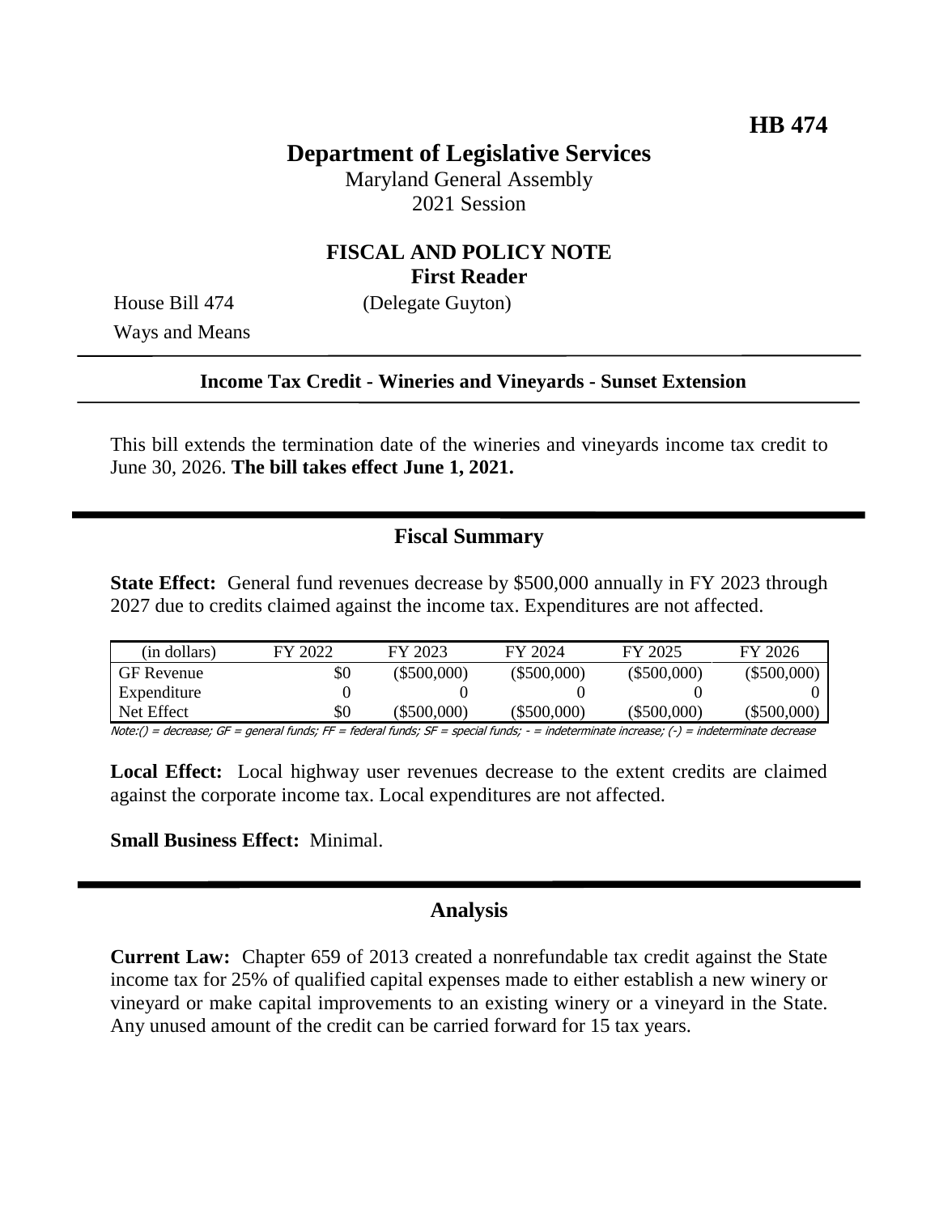**HB 474**

# Department of Legislative Services

Maryland General Assembly
2021 Session

## FISCAL AND POLICY NOTE
**First Reader**

House Bill 474 (Delegate Guyton)
Ways and Means

**Income Tax Credit - Wineries and Vineyards - Sunset Extension**

This bill extends the termination date of the wineries and vineyards income tax credit to June 30, 2026. **The bill takes effect June 1, 2021.**

## Fiscal Summary

**State Effect:** General fund revenues decrease by $500,000 annually in FY 2023 through 2027 due to credits claimed against the income tax. Expenditures are not affected.

| (in dollars) | FY 2022 | FY 2023 | FY 2024 | FY 2025 | FY 2026 |
|---|---|---|---|---|---|
| GF Revenue | $0 | ($500,000) | ($500,000) | ($500,000) | ($500,000) |
| Expenditure | 0 | 0 | 0 | 0 | 0 |
| Net Effect | $0 | ($500,000) | ($500,000) | ($500,000) | ($500,000) |

*Note:() = decrease; GF = general funds; FF = federal funds; SF = special funds; - = indeterminate increase; (-) = indeterminate decrease*

**Local Effect:** Local highway user revenues decrease to the extent credits are claimed against the corporate income tax. Local expenditures are not affected.

**Small Business Effect:** Minimal.

## Analysis

**Current Law:** Chapter 659 of 2013 created a nonrefundable tax credit against the State income tax for 25% of qualified capital expenses made to either establish a new winery or vineyard or make capital improvements to an existing winery or a vineyard in the State. Any unused amount of the credit can be carried forward for 15 tax years.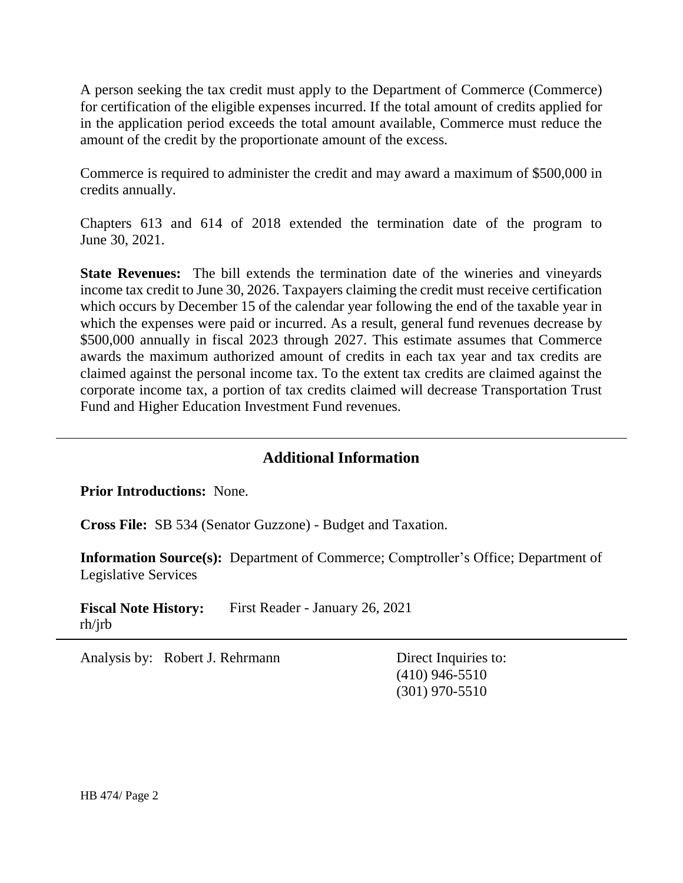A person seeking the tax credit must apply to the Department of Commerce (Commerce) for certification of the eligible expenses incurred. If the total amount of credits applied for in the application period exceeds the total amount available, Commerce must reduce the amount of the credit by the proportionate amount of the excess.

Commerce is required to administer the credit and may award a maximum of $500,000 in credits annually.

Chapters 613 and 614 of 2018 extended the termination date of the program to June 30, 2021.

**State Revenues:** The bill extends the termination date of the wineries and vineyards income tax credit to June 30, 2026. Taxpayers claiming the credit must receive certification which occurs by December 15 of the calendar year following the end of the taxable year in which the expenses were paid or incurred. As a result, general fund revenues decrease by $500,000 annually in fiscal 2023 through 2027. This estimate assumes that Commerce awards the maximum authorized amount of credits in each tax year and tax credits are claimed against the personal income tax. To the extent tax credits are claimed against the corporate income tax, a portion of tax credits claimed will decrease Transportation Trust Fund and Higher Education Investment Fund revenues.

## Additional Information

**Prior Introductions:** None.

**Cross File:** SB 534 (Senator Guzzone) - Budget and Taxation.

**Information Source(s):** Department of Commerce; Comptroller's Office; Department of Legislative Services

**Fiscal Note History:** First Reader - January 26, 2021
rh/jrb

Analysis by: Robert J. Rehrmann

Direct Inquiries to:
(410) 946-5510
(301) 970-5510